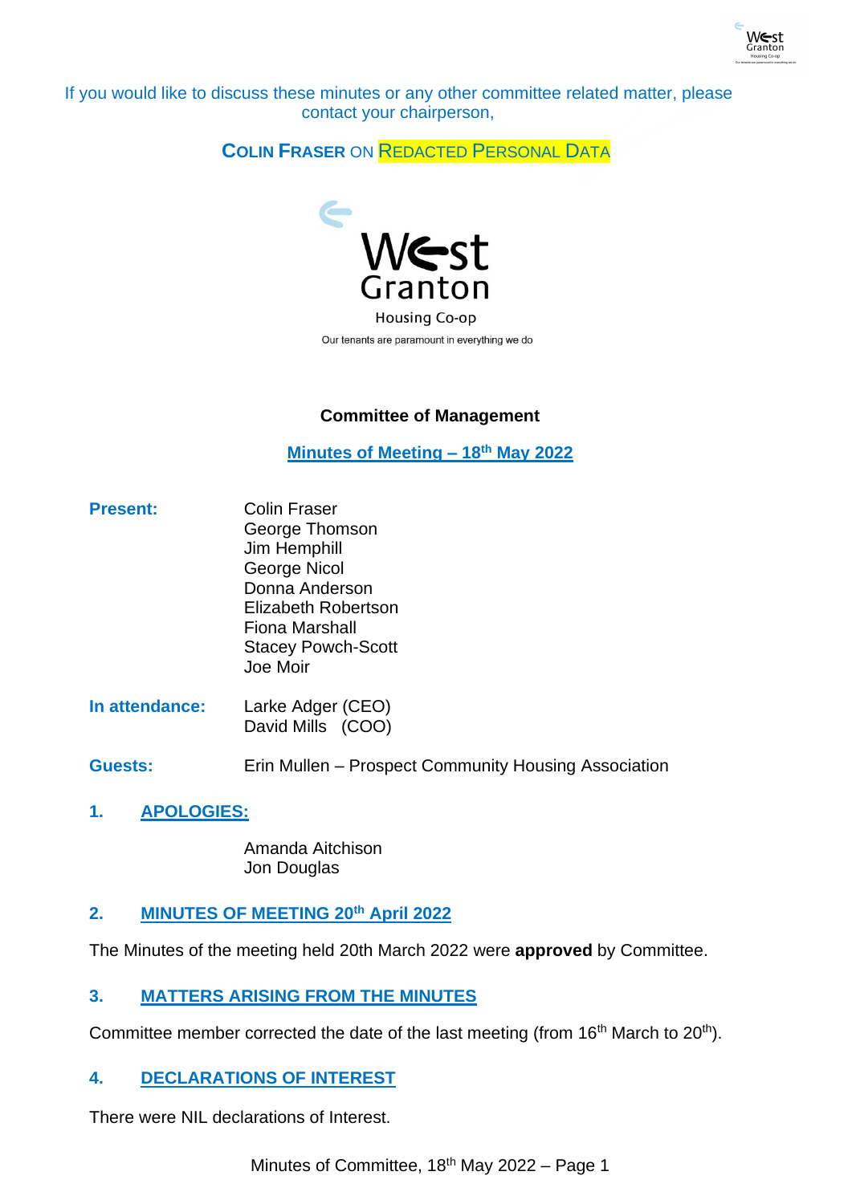If you would like to discuss these minutes or any other committee related matter, please contact your chairperson,

**COLIN FRASER** ON REDACTED PERSONAL DATA

West Granton

Housing Co-op

Our tenants are paramount in everything we do

**Committee of Management**

**Minutes of Meeting – 18th May 2022**

**Present:**
Colin Fraser
George Thomson
Jim Hemphill
George Nicol
Donna Anderson
Elizabeth Robertson
Fiona Marshall
Stacey Powch-Scott
Joe Moir

**In attendance:**
Larke Adger (CEO)
David Mills (COO)

**Guests:** Erin Mullen – Prospect Community Housing Association

## 1. APOLOGIES:

Amanda Aitchison
Jon Douglas

## 2. MINUTES OF MEETING 20th April 2022

The Minutes of the meeting held 20th March 2022 were **approved** by Committee.

## 3. MATTERS ARISING FROM THE MINUTES

Committee member corrected the date of the last meeting (from 16th March to 20th).

## 4. DECLARATIONS OF INTEREST

There were NIL declarations of Interest.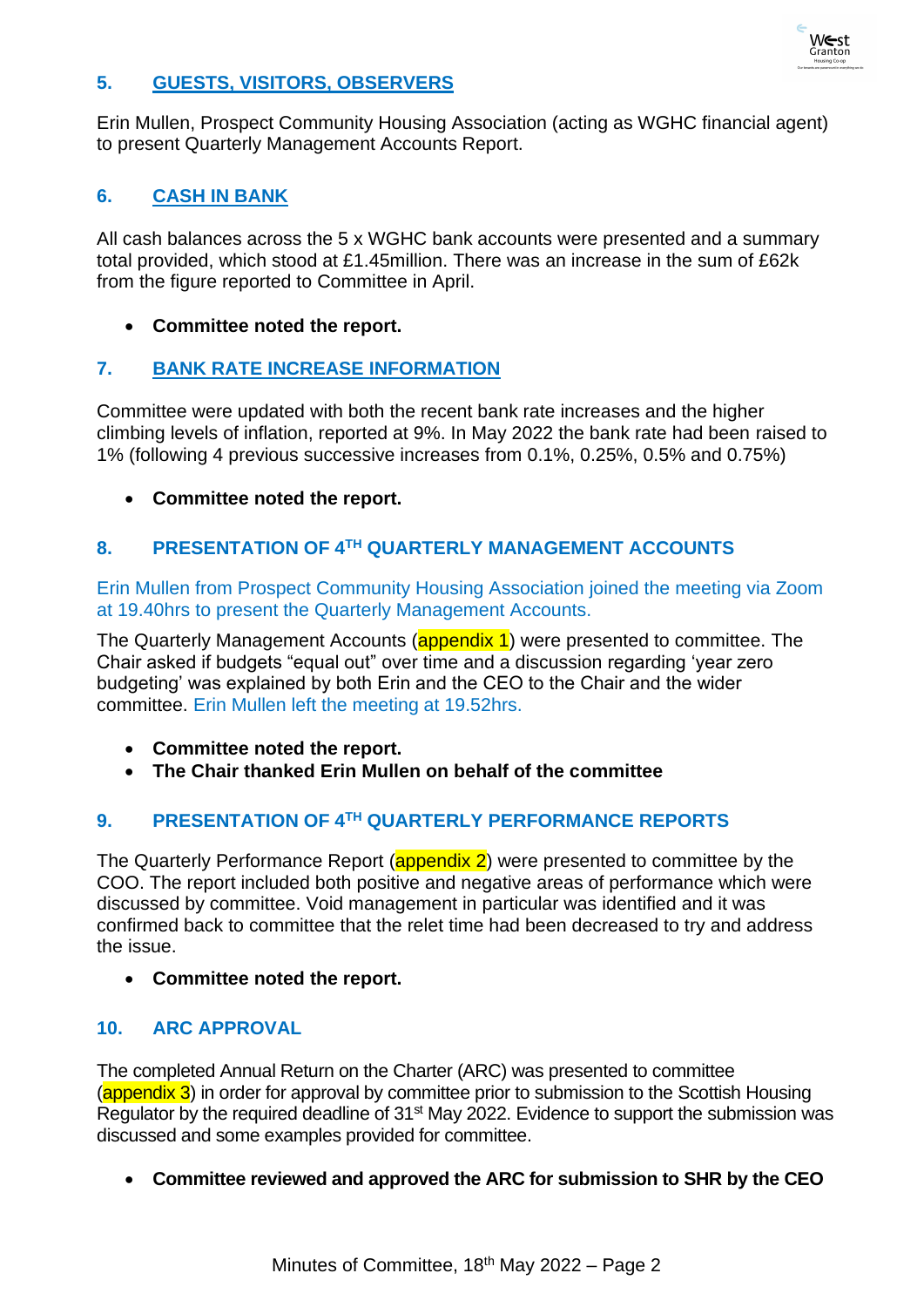## 5. GUESTS, VISITORS, OBSERVERS

Erin Mullen, Prospect Community Housing Association (acting as WGHC financial agent) to present Quarterly Management Accounts Report.

## 6. CASH IN BANK

All cash balances across the 5 x WGHC bank accounts were presented and a summary total provided, which stood at £1.45million. There was an increase in the sum of £62k from the figure reported to Committee in April.

- **Committee noted the report.**

## 7. BANK RATE INCREASE INFORMATION

Committee were updated with both the recent bank rate increases and the higher climbing levels of inflation, reported at 9%. In May 2022 the bank rate had been raised to 1% (following 4 previous successive increases from 0.1%, 0.25%, 0.5% and 0.75%)

- **Committee noted the report.**

## 8. PRESENTATION OF 4TH QUARTERLY MANAGEMENT ACCOUNTS

Erin Mullen from Prospect Community Housing Association joined the meeting via Zoom at 19.40hrs to present the Quarterly Management Accounts.

The Quarterly Management Accounts (appendix 1) were presented to committee. The Chair asked if budgets "equal out" over time and a discussion regarding 'year zero budgeting' was explained by both Erin and the CEO to the Chair and the wider committee. Erin Mullen left the meeting at 19.52hrs.

- **Committee noted the report.**
- **The Chair thanked Erin Mullen on behalf of the committee**

## 9. PRESENTATION OF 4TH QUARTERLY PERFORMANCE REPORTS

The Quarterly Performance Report (appendix 2) were presented to committee by the COO. The report included both positive and negative areas of performance which were discussed by committee. Void management in particular was identified and it was confirmed back to committee that the relet time had been decreased to try and address the issue.

- **Committee noted the report.**

## 10. ARC APPROVAL

The completed Annual Return on the Charter (ARC) was presented to committee (appendix 3) in order for approval by committee prior to submission to the Scottish Housing Regulator by the required deadline of 31st May 2022. Evidence to support the submission was discussed and some examples provided for committee.

- **Committee reviewed and approved the ARC for submission to SHR by the CEO**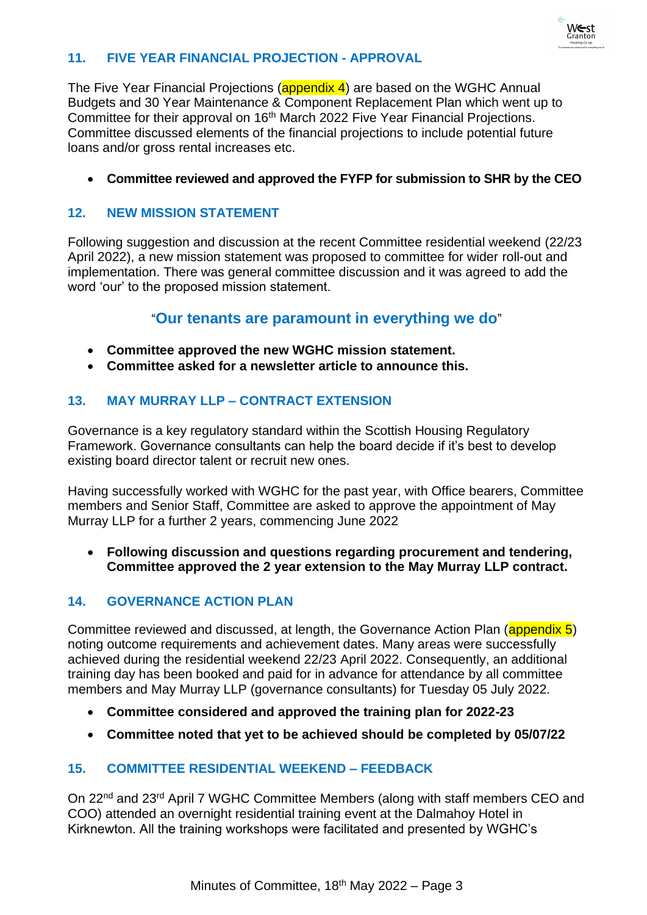## 11. FIVE YEAR FINANCIAL PROJECTION - APPROVAL

The Five Year Financial Projections (appendix 4) are based on the WGHC Annual Budgets and 30 Year Maintenance & Component Replacement Plan which went up to Committee for their approval on 16th March 2022 Five Year Financial Projections. Committee discussed elements of the financial projections to include potential future loans and/or gross rental increases etc.

- **Committee reviewed and approved the FYFP for submission to SHR by the CEO**

## 12. NEW MISSION STATEMENT

Following suggestion and discussion at the recent Committee residential weekend (22/23 April 2022), a new mission statement was proposed to committee for wider roll-out and implementation. There was general committee discussion and it was agreed to add the word 'our' to the proposed mission statement.

"**Our tenants are paramount in everything we do**"

- **Committee approved the new WGHC mission statement.**
- **Committee asked for a newsletter article to announce this.**

## 13. MAY MURRAY LLP – CONTRACT EXTENSION

Governance is a key regulatory standard within the Scottish Housing Regulatory Framework. Governance consultants can help the board decide if it's best to develop existing board director talent or recruit new ones.

Having successfully worked with WGHC for the past year, with Office bearers, Committee members and Senior Staff, Committee are asked to approve the appointment of May Murray LLP for a further 2 years, commencing June 2022

- **Following discussion and questions regarding procurement and tendering, Committee approved the 2 year extension to the May Murray LLP contract.**

## 14. GOVERNANCE ACTION PLAN

Committee reviewed and discussed, at length, the Governance Action Plan (appendix 5) noting outcome requirements and achievement dates. Many areas were successfully achieved during the residential weekend 22/23 April 2022. Consequently, an additional training day has been booked and paid for in advance for attendance by all committee members and May Murray LLP (governance consultants) for Tuesday 05 July 2022.

- **Committee considered and approved the training plan for 2022-23**
- **Committee noted that yet to be achieved should be completed by 05/07/22**

## 15. COMMITTEE RESIDENTIAL WEEKEND – FEEDBACK

On 22nd and 23rd April 7 WGHC Committee Members (along with staff members CEO and COO) attended an overnight residential training event at the Dalmahoy Hotel in Kirknewton. All the training workshops were facilitated and presented by WGHC's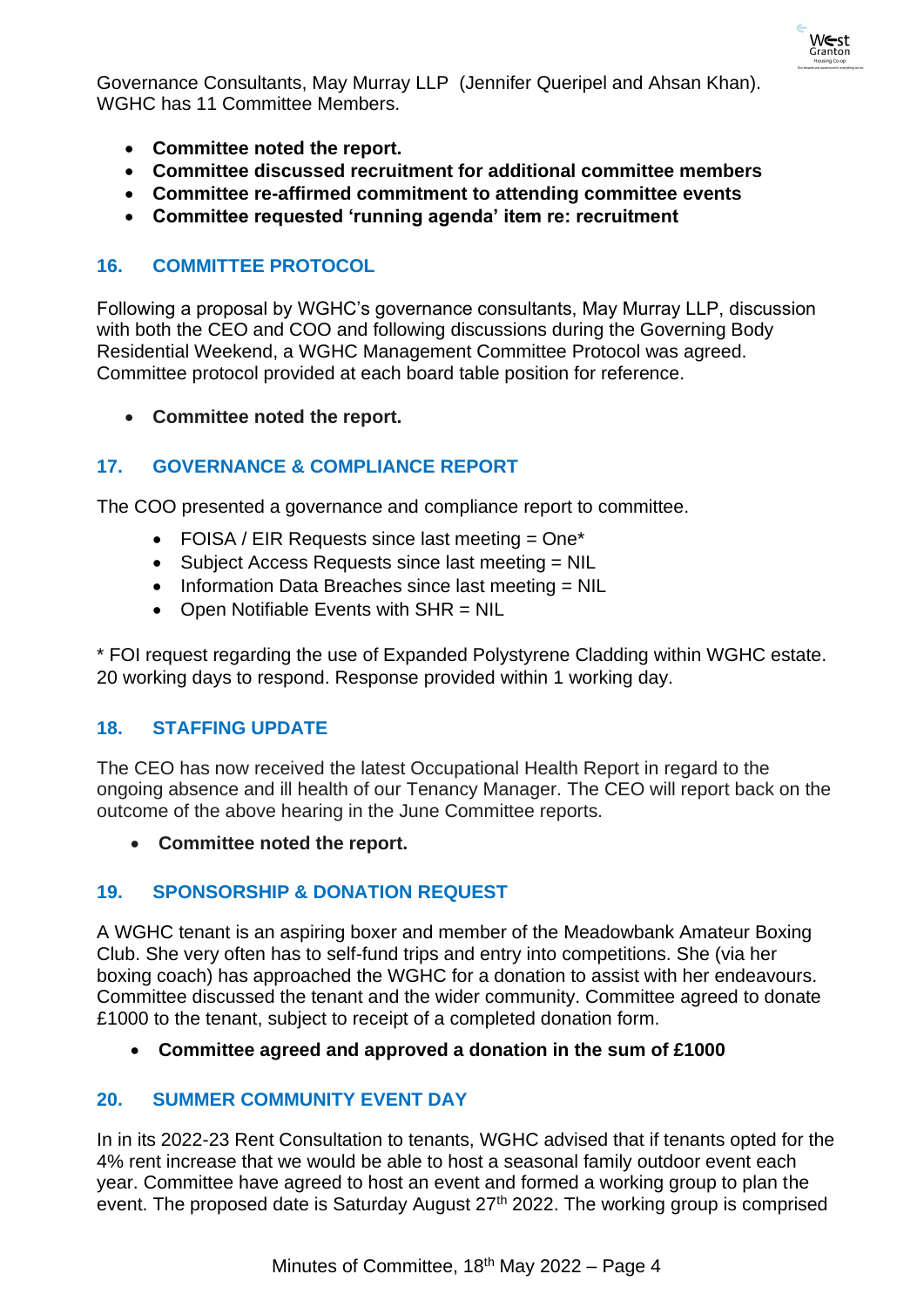Governance Consultants, May Murray LLP (Jennifer Queripel and Ahsan Khan). WGHC has 11 Committee Members.

- **Committee noted the report.**
- **Committee discussed recruitment for additional committee members**
- **Committee re-affirmed commitment to attending committee events**
- **Committee requested 'running agenda' item re: recruitment**

## 16. COMMITTEE PROTOCOL

Following a proposal by WGHC's governance consultants, May Murray LLP, discussion with both the CEO and COO and following discussions during the Governing Body Residential Weekend, a WGHC Management Committee Protocol was agreed. Committee protocol provided at each board table position for reference.

- **Committee noted the report.**

## 17. GOVERNANCE & COMPLIANCE REPORT

The COO presented a governance and compliance report to committee.

- FOISA / EIR Requests since last meeting = One*
- Subject Access Requests since last meeting = NIL
- Information Data Breaches since last meeting = NIL
- Open Notifiable Events with SHR = NIL

* FOI request regarding the use of Expanded Polystyrene Cladding within WGHC estate. 20 working days to respond. Response provided within 1 working day.

## 18. STAFFING UPDATE

The CEO has now received the latest Occupational Health Report in regard to the ongoing absence and ill health of our Tenancy Manager. The CEO will report back on the outcome of the above hearing in the June Committee reports.

- **Committee noted the report.**

## 19. SPONSORSHIP & DONATION REQUEST

A WGHC tenant is an aspiring boxer and member of the Meadowbank Amateur Boxing Club. She very often has to self-fund trips and entry into competitions. She (via her boxing coach) has approached the WGHC for a donation to assist with her endeavours. Committee discussed the tenant and the wider community. Committee agreed to donate £1000 to the tenant, subject to receipt of a completed donation form.

- **Committee agreed and approved a donation in the sum of £1000**

## 20. SUMMER COMMUNITY EVENT DAY

In in its 2022-23 Rent Consultation to tenants, WGHC advised that if tenants opted for the 4% rent increase that we would be able to host a seasonal family outdoor event each year. Committee have agreed to host an event and formed a working group to plan the event. The proposed date is Saturday August 27th 2022. The working group is comprised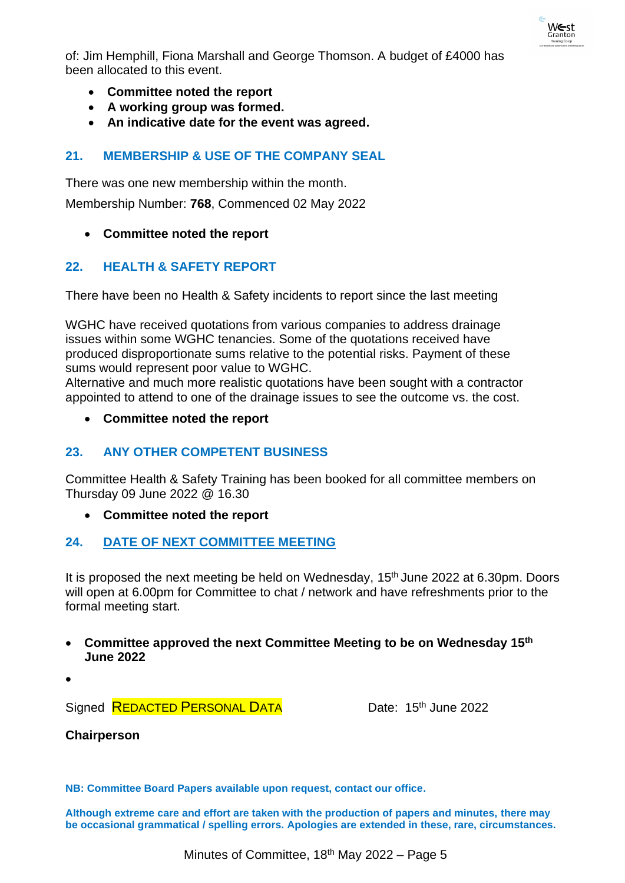of: Jim Hemphill, Fiona Marshall and George Thomson. A budget of £4000 has been allocated to this event.

- **Committee noted the report**
- **A working group was formed.**
- **An indicative date for the event was agreed.**

## 21. MEMBERSHIP & USE OF THE COMPANY SEAL

There was one new membership within the month.

Membership Number: **768**, Commenced 02 May 2022

- **Committee noted the report**

## 22. HEALTH & SAFETY REPORT

There have been no Health & Safety incidents to report since the last meeting

WGHC have received quotations from various companies to address drainage issues within some WGHC tenancies. Some of the quotations received have produced disproportionate sums relative to the potential risks. Payment of these sums would represent poor value to WGHC.
Alternative and much more realistic quotations have been sought with a contractor appointed to attend to one of the drainage issues to see the outcome vs. the cost.

- **Committee noted the report**

## 23. ANY OTHER COMPETENT BUSINESS

Committee Health & Safety Training has been booked for all committee members on Thursday 09 June 2022 @ 16.30

- **Committee noted the report**

## 24. DATE OF NEXT COMMITTEE MEETING

It is proposed the next meeting be held on Wednesday, 15th June 2022 at 6.30pm. Doors will open at 6.00pm for Committee to chat / network and have refreshments prior to the formal meeting start.

- **Committee approved the next Committee Meeting to be on Wednesday 15th June 2022**
-

Signed REDACTED PERSONAL DATA Date: 15th June 2022

**Chairperson**

**NB: Committee Board Papers available upon request, contact our office.**

**Although extreme care and effort are taken with the production of papers and minutes, there may be occasional grammatical / spelling errors. Apologies are extended in these, rare, circumstances.**